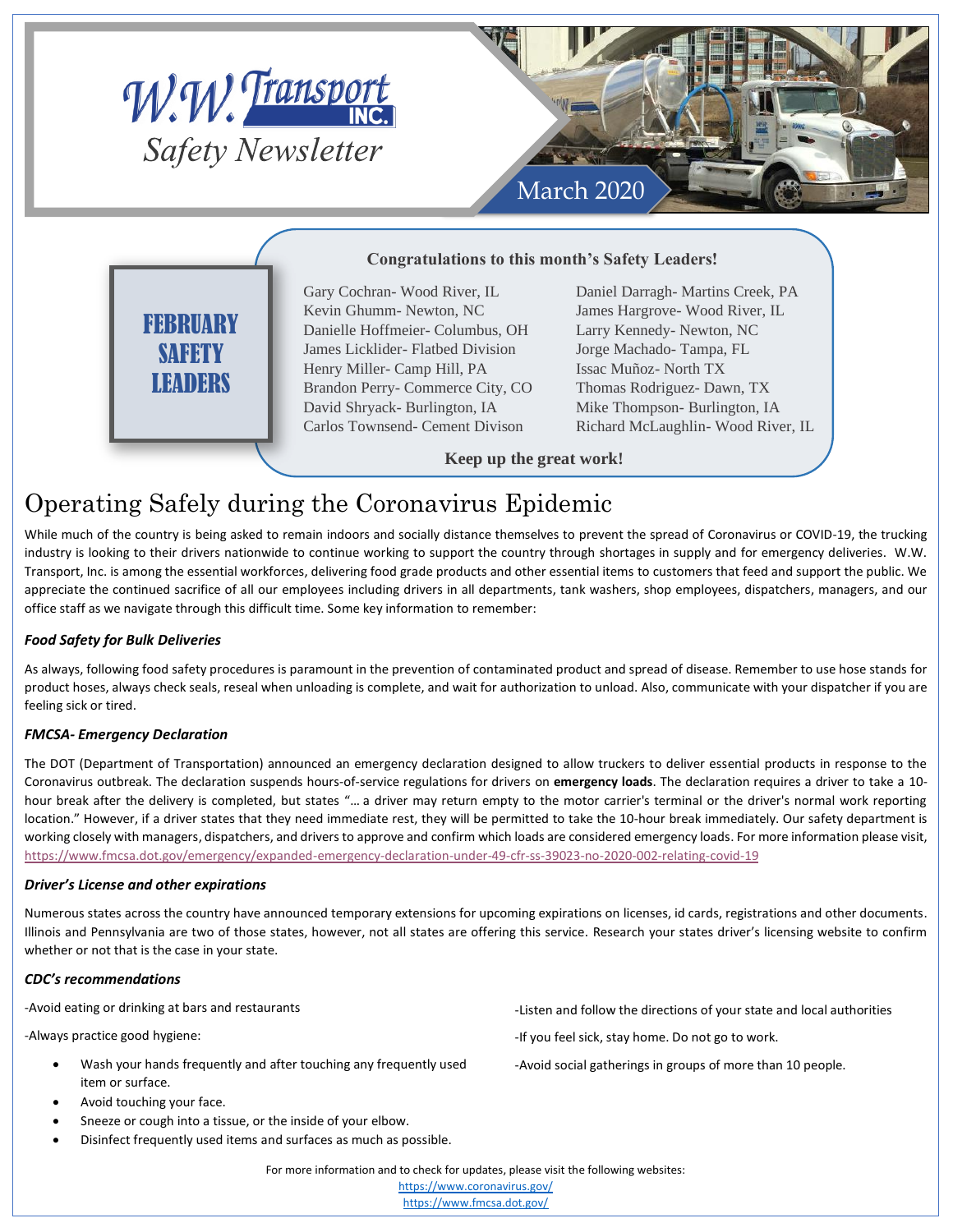# W.W. Transport INC.

## Safety Newsletter

March 2020

### FEBRUARY SAFETY LEADERS

**Congratulations to this month's Safety Leaders!**

Gary Cochran- Wood River, IL
Kevin Ghumm- Newton, NC
Danielle Hoffmeier- Columbus, OH
James Licklider- Flatbed Division
Henry Miller- Camp Hill, PA
Brandon Perry- Commerce City, CO
David Shryack- Burlington, IA
Carlos Townsend- Cement Divison
Daniel Darragh- Martins Creek, PA
James Hargrove- Wood River, IL
Larry Kennedy- Newton, NC
Jorge Machado- Tampa, FL
Issac Muñoz- North TX
Thomas Rodriguez- Dawn, TX
Mike Thompson- Burlington, IA
Richard McLaughlin- Wood River, IL

**Keep up the great work!**

# Operating Safely during the Coronavirus Epidemic

While much of the country is being asked to remain indoors and socially distance themselves to prevent the spread of Coronavirus or COVID-19, the trucking industry is looking to their drivers nationwide to continue working to support the country through shortages in supply and for emergency deliveries. W.W. Transport, Inc. is among the essential workforces, delivering food grade products and other essential items to customers that feed and support the public. We appreciate the continued sacrifice of all our employees including drivers in all departments, tank washers, shop employees, dispatchers, managers, and our office staff as we navigate through this difficult time. Some key information to remember:

### *Food Safety for Bulk Deliveries*

As always, following food safety procedures is paramount in the prevention of contaminated product and spread of disease. Remember to use hose stands for product hoses, always check seals, reseal when unloading is complete, and wait for authorization to unload. Also, communicate with your dispatcher if you are feeling sick or tired.

### *FMCSA- Emergency Declaration*

The DOT (Department of Transportation) announced an emergency declaration designed to allow truckers to deliver essential products in response to the Coronavirus outbreak. The declaration suspends hours-of-service regulations for drivers on **emergency loads**. The declaration requires a driver to take a 10-hour break after the delivery is completed, but states "… a driver may return empty to the motor carrier's terminal or the driver's normal work reporting location." However, if a driver states that they need immediate rest, they will be permitted to take the 10-hour break immediately. Our safety department is working closely with managers, dispatchers, and drivers to approve and confirm which loads are considered emergency loads. For more information please visit, https://www.fmcsa.dot.gov/emergency/expanded-emergency-declaration-under-49-cfr-ss-39023-no-2020-002-relating-covid-19

### *Driver's License and other expirations*

Numerous states across the country have announced temporary extensions for upcoming expirations on licenses, id cards, registrations and other documents. Illinois and Pennsylvania are two of those states, however, not all states are offering this service. Research your states driver's licensing website to confirm whether or not that is the case in your state.

### *CDC's recommendations*

-Avoid eating or drinking at bars and restaurants

-Always practice good hygiene:

- Wash your hands frequently and after touching any frequently used item or surface.
- Avoid touching your face.
- Sneeze or cough into a tissue, or the inside of your elbow.
- Disinfect frequently used items and surfaces as much as possible.

-Listen and follow the directions of your state and local authorities

-If you feel sick, stay home. Do not go to work.

-Avoid social gatherings in groups of more than 10 people.

For more information and to check for updates, please visit the following websites:
https://www.coronavirus.gov/
https://www.fmcsa.dot.gov/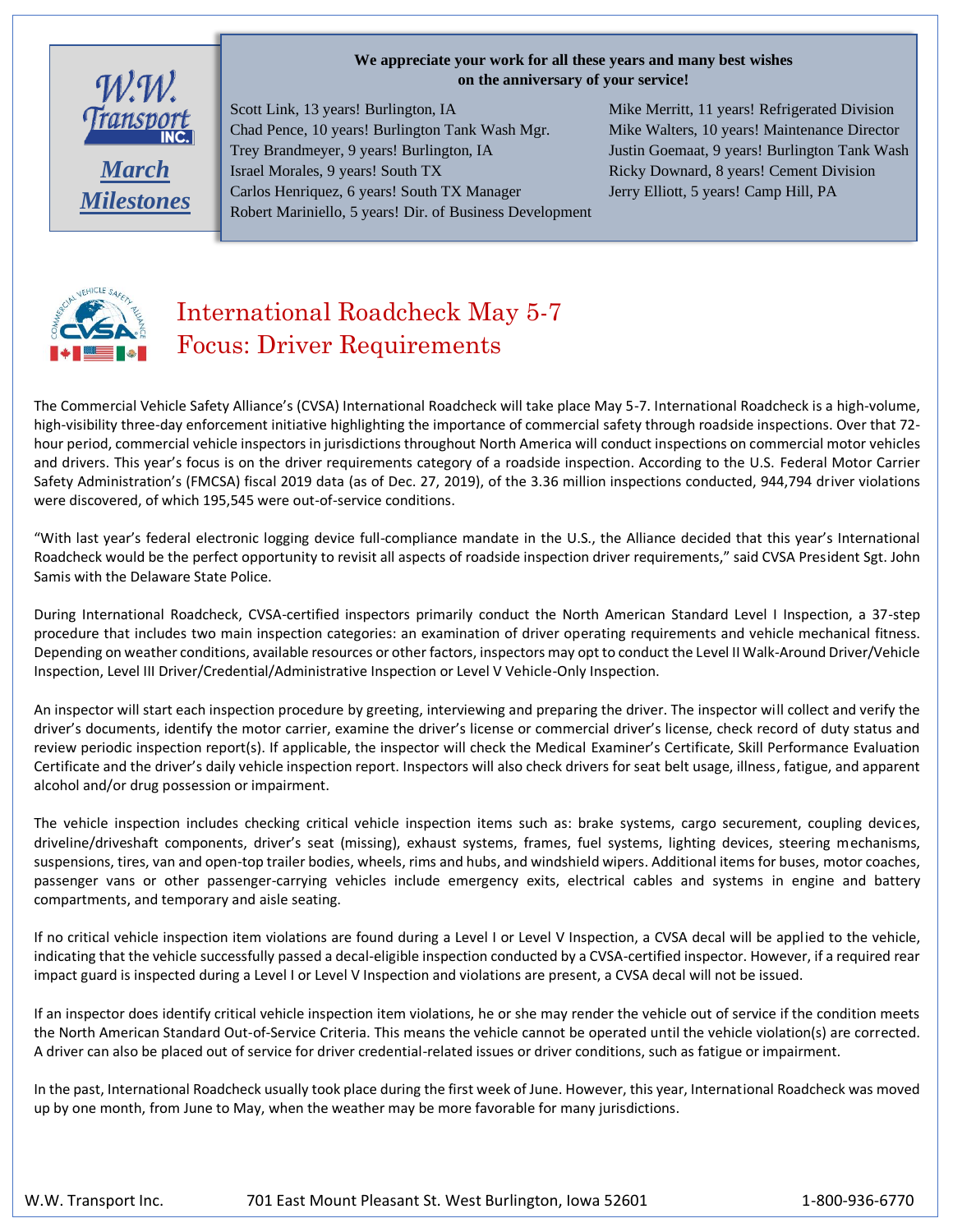W.W. Transport INC.

## March Milestones

**We appreciate your work for all these years and many best wishes on the anniversary of your service!**

Scott Link, 13 years! Burlington, IA
Chad Pence, 10 years! Burlington Tank Wash Mgr.
Trey Brandmeyer, 9 years! Burlington, IA
Israel Morales, 9 years! South TX
Carlos Henriquez, 6 years! South TX Manager
Robert Mariniello, 5 years! Dir. of Business Development
Mike Merritt, 11 years! Refrigerated Division
Mike Walters, 10 years! Maintenance Director
Justin Goemaat, 9 years! Burlington Tank Wash
Ricky Downard, 8 years! Cement Division
Jerry Elliott, 5 years! Camp Hill, PA

## International Roadcheck May 5-7
## Focus: Driver Requirements

The Commercial Vehicle Safety Alliance's (CVSA) International Roadcheck will take place May 5-7. International Roadcheck is a high-volume, high-visibility three-day enforcement initiative highlighting the importance of commercial safety through roadside inspections. Over that 72-hour period, commercial vehicle inspectors in jurisdictions throughout North America will conduct inspections on commercial motor vehicles and drivers. This year's focus is on the driver requirements category of a roadside inspection. According to the U.S. Federal Motor Carrier Safety Administration's (FMCSA) fiscal 2019 data (as of Dec. 27, 2019), of the 3.36 million inspections conducted, 944,794 driver violations were discovered, of which 195,545 were out-of-service conditions.

"With last year's federal electronic logging device full-compliance mandate in the U.S., the Alliance decided that this year's International Roadcheck would be the perfect opportunity to revisit all aspects of roadside inspection driver requirements," said CVSA President Sgt. John Samis with the Delaware State Police.

During International Roadcheck, CVSA-certified inspectors primarily conduct the North American Standard Level I Inspection, a 37-step procedure that includes two main inspection categories: an examination of driver operating requirements and vehicle mechanical fitness. Depending on weather conditions, available resources or other factors, inspectors may opt to conduct the Level II Walk-Around Driver/Vehicle Inspection, Level III Driver/Credential/Administrative Inspection or Level V Vehicle-Only Inspection.

An inspector will start each inspection procedure by greeting, interviewing and preparing the driver. The inspector will collect and verify the driver's documents, identify the motor carrier, examine the driver's license or commercial driver's license, check record of duty status and review periodic inspection report(s). If applicable, the inspector will check the Medical Examiner's Certificate, Skill Performance Evaluation Certificate and the driver's daily vehicle inspection report. Inspectors will also check drivers for seat belt usage, illness, fatigue, and apparent alcohol and/or drug possession or impairment.

The vehicle inspection includes checking critical vehicle inspection items such as: brake systems, cargo securement, coupling devices, driveline/driveshaft components, driver's seat (missing), exhaust systems, frames, fuel systems, lighting devices, steering mechanisms, suspensions, tires, van and open-top trailer bodies, wheels, rims and hubs, and windshield wipers. Additional items for buses, motor coaches, passenger vans or other passenger-carrying vehicles include emergency exits, electrical cables and systems in engine and battery compartments, and temporary and aisle seating.

If no critical vehicle inspection item violations are found during a Level I or Level V Inspection, a CVSA decal will be applied to the vehicle, indicating that the vehicle successfully passed a decal-eligible inspection conducted by a CVSA-certified inspector. However, if a required rear impact guard is inspected during a Level I or Level V Inspection and violations are present, a CVSA decal will not be issued.

If an inspector does identify critical vehicle inspection item violations, he or she may render the vehicle out of service if the condition meets the North American Standard Out-of-Service Criteria. This means the vehicle cannot be operated until the vehicle violation(s) are corrected. A driver can also be placed out of service for driver credential-related issues or driver conditions, such as fatigue or impairment.

In the past, International Roadcheck usually took place during the first week of June. However, this year, International Roadcheck was moved up by one month, from June to May, when the weather may be more favorable for many jurisdictions.